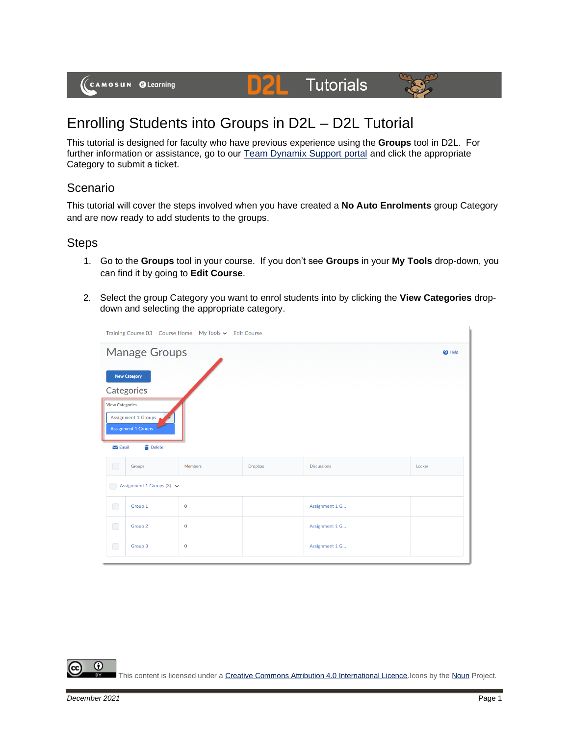# Enrolling Students into Groups in D2L – D2L Tutorial

This tutorial is designed for faculty who have previous experience using the **Groups** tool in D2L. For further information or assistance, go to our Team Dynamix Support portal and click the appropriate Category to submit a ticket.

## Scenario

This tutorial will cover the steps involved when you have created a **No Auto Enrolments** group Category and are now ready to add students to the groups.

## Steps

1. Go to the **Groups** tool in your course. If you don't see **Groups** in your **My Tools** drop-down, you can find it by going to **Edit Course**.

2. Select the group Category you want to enrol students into by clicking the **View Categories** drop-down and selecting the appropriate category.

This content is licensed under a Creative Commons Attribution 4.0 International Licence. Icons by the Noun Project.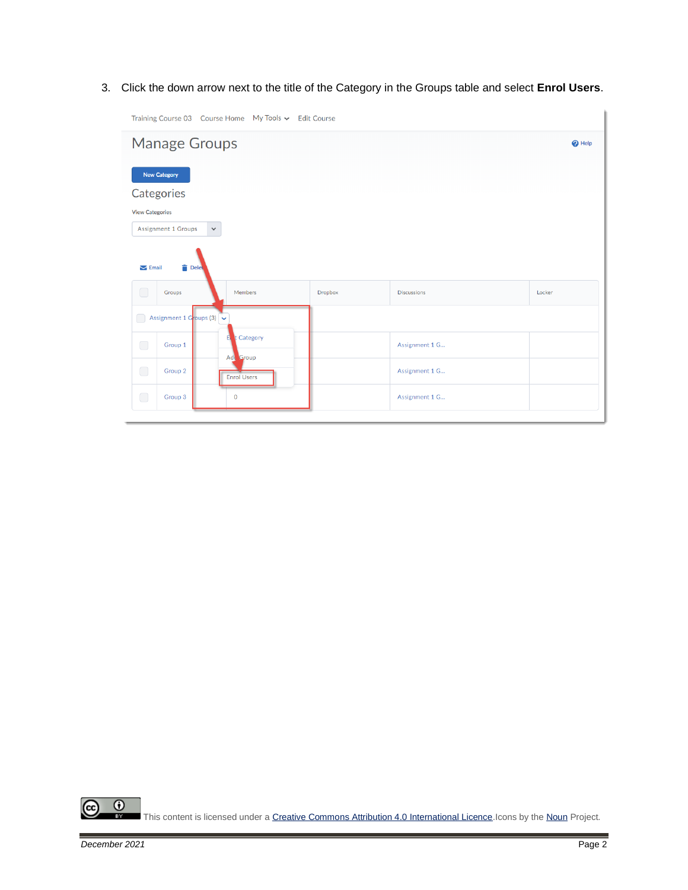3. Click the down arrow next to the title of the Category in the Groups table and select **Enrol Users**.

This content is licensed under a Creative Commons Attribution 4.0 International Licence. Icons by the Noun Project.

*December 2021*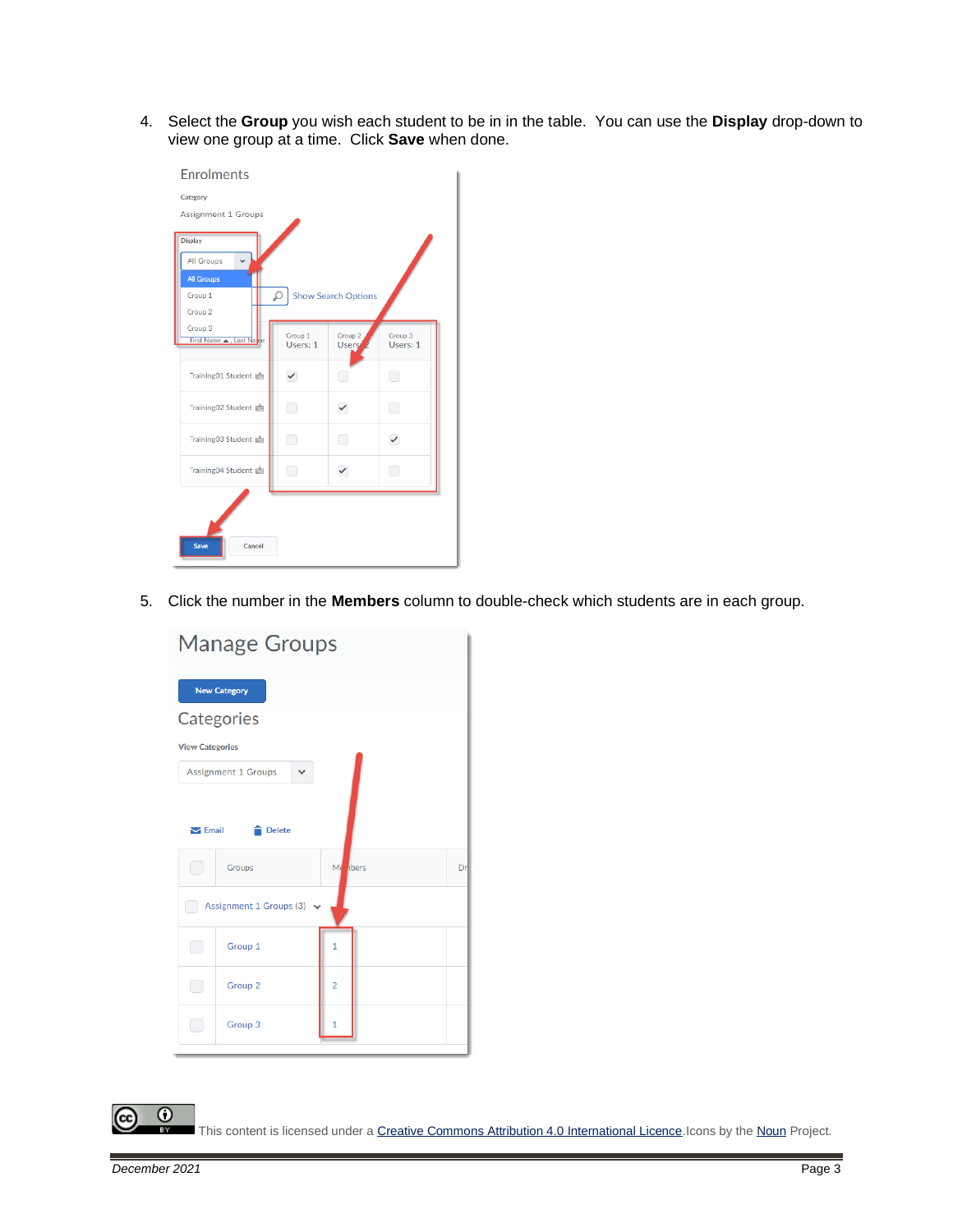4. Select the **Group** you wish each student to be in in the table. You can use the **Display** drop-down to view one group at a time. Click **Save** when done.

5. Click the number in the **Members** column to double-check which students are in each group.

This content is licensed under a [Creative Commons Attribution 4.0 International Licence](). Icons by the [Noun]() Project.

*December 2021*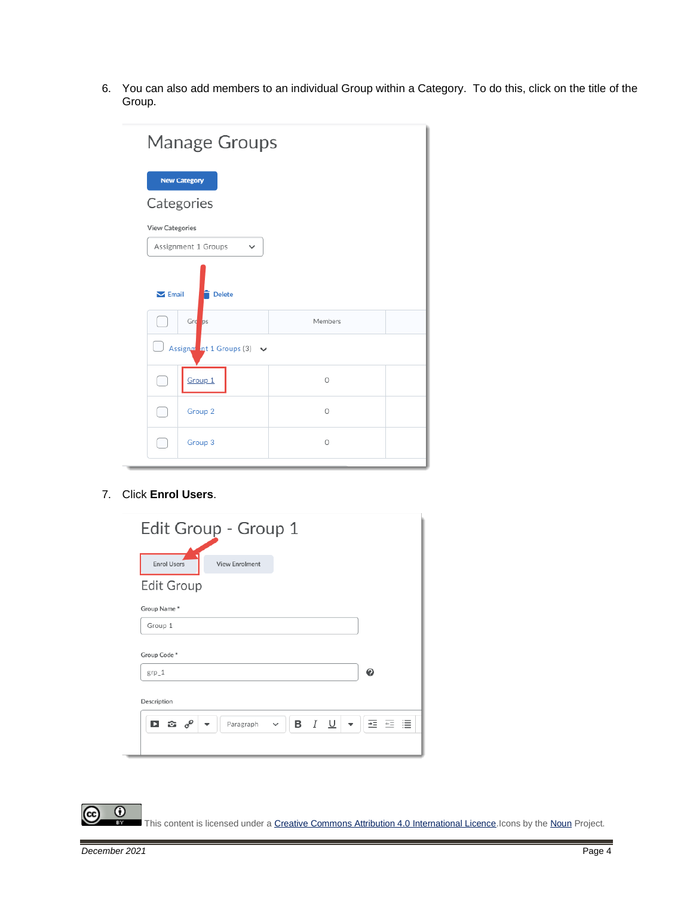6. You can also add members to an individual Group within a Category. To do this, click on the title of the Group.

7. Click **Enrol Users**.

This content is licensed under a Creative Commons Attribution 4.0 International Licence. Icons by the Noun Project.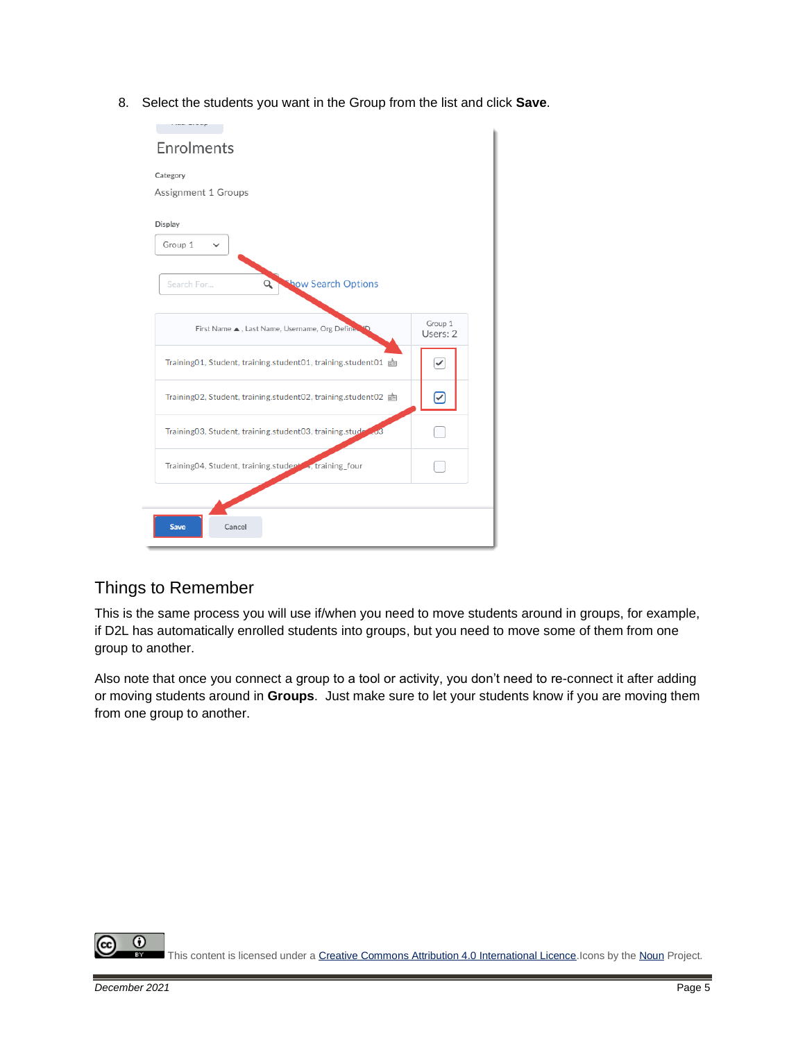8. Select the students you want in the Group from the list and click **Save**.

## Things to Remember

This is the same process you will use if/when you need to move students around in groups, for example, if D2L has automatically enrolled students into groups, but you need to move some of them from one group to another.

Also note that once you connect a group to a tool or activity, you don't need to re-connect it after adding or moving students around in **Groups**. Just make sure to let your students know if you are moving them from one group to another.

This content is licensed under a Creative Commons Attribution 4.0 International Licence. Icons by the Noun Project.

December 2021